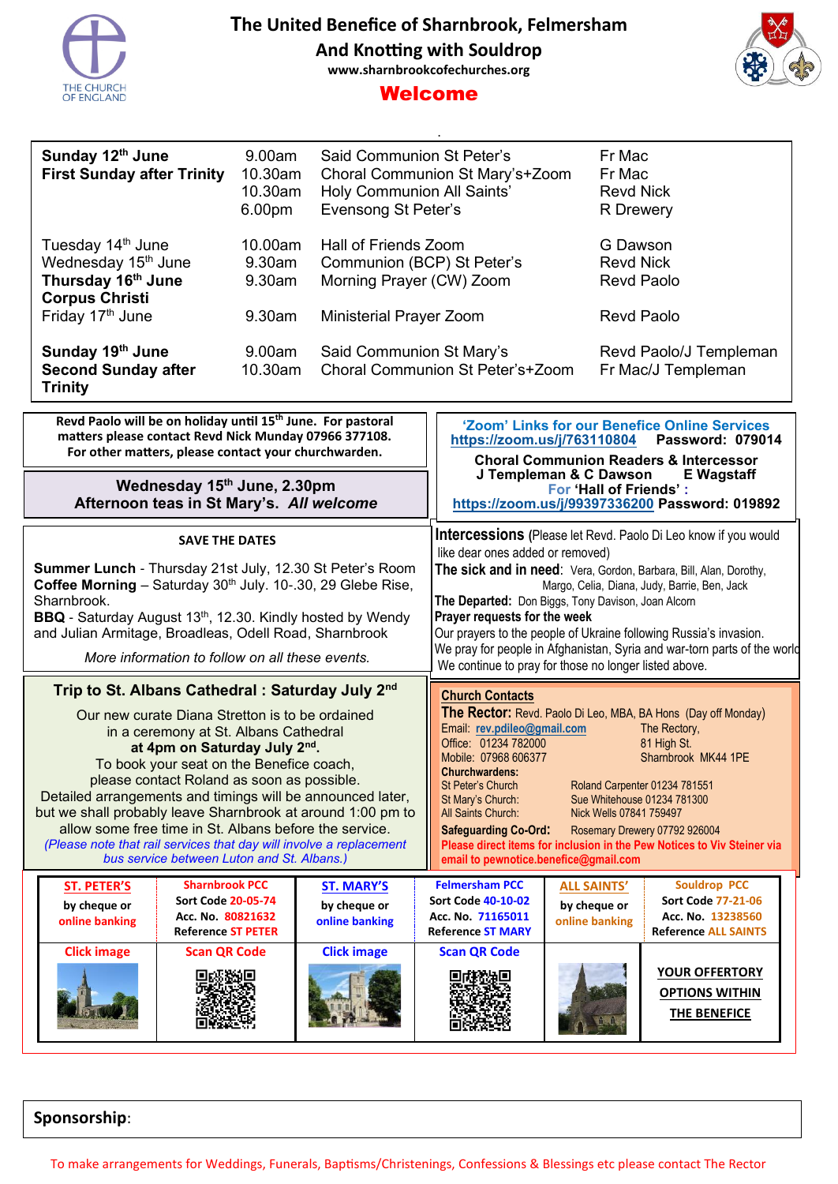# The United Benefice of Sharnbrook, Felmersham And Knotting with Souldrop

www.sharnbrookcofechurches.org

## Welcome

| | | | |
|---|---|---|---|
| **Sunday 12th June** **First Sunday after Trinity** | 9.00am | Said Communion St Peter's | Fr Mac |
| | 10.30am | Choral Communion St Mary's+Zoom | Fr Mac |
| | 10.30am | Holy Communion All Saints' | Revd Nick |
| | 6.00pm | Evensong St Peter's | R Drewery |
| Tuesday 14th June | 10.00am | Hall of Friends Zoom | G Dawson |
| Wednesday 15th June | 9.30am | Communion (BCP) St Peter's | Revd Nick |
| **Thursday 16th June Corpus Christi** | 9.30am | Morning Prayer (CW) Zoom | Revd Paolo |
| Friday 17th June | 9.30am | Ministerial Prayer Zoom | Revd Paolo |
| **Sunday 19th June Second Sunday after Trinity** | 9.00am | Said Communion St Mary's | Revd Paolo/J Templeman |
| | 10.30am | Choral Communion St Peter's+Zoom | Fr Mac/J Templeman |

**Revd Paolo will be on holiday until 15th June. For pastoral matters please contact Revd Nick Munday 07966 377108. For other matters, please contact your churchwarden.**

**Wednesday 15th June, 2.30pm**
**Afternoon teas in St Mary's. *All welcome***

**'Zoom' Links for our Benefice Online Services**
**https://zoom.us/j/763110804 Password: 079014**

**Choral Communion Readers & Intercessor**
**J Templeman & C Dawson E Wagstaff**

**For 'Hall of Friends' :**
**https://zoom.us/j/99397336200 Password: 019892**

### SAVE THE DATES

**Summer Lunch** - Thursday 21st July, 12.30 St Peter's Room
**Coffee Morning** – Saturday 30th July. 10-.30, 29 Glebe Rise, Sharnbrook.
**BBQ** - Saturday August 13th, 12.30. Kindly hosted by Wendy and Julian Armitage, Broadleas, Odell Road, Sharnbrook

*More information to follow on all these events.*

**Intercessions** (Please let Revd. Paolo Di Leo know if you would like dear ones added or removed)

**The sick and in need**: Vera, Gordon, Barbara, Bill, Alan, Dorothy, Margo, Celia, Diana, Judy, Barrie, Ben, Jack

**The Departed:** Don Biggs, Tony Davison, Joan Alcorn

**Prayer requests for the week**

Our prayers to the people of Ukraine following Russia's invasion.
We pray for people in Afghanistan, Syria and war-torn parts of the world
We continue to pray for those no longer listed above.

### Trip to St. Albans Cathedral : Saturday July 2nd

Our new curate Diana Stretton is to be ordained in a ceremony at St. Albans Cathedral **at 4pm on Saturday July 2nd.** To book your seat on the Benefice coach, please contact Roland as soon as possible. Detailed arrangements and timings will be announced later, but we shall probably leave Sharnbrook at around 1:00 pm to allow some free time in St. Albans before the service.

*(Please note that rail services that day will involve a replacement bus service between Luton and St. Albans.)*

### Church Contacts

**The Rector:** Revd. Paolo Di Leo, MBA, BA Hons (Day off Monday)
Email: rev.pdileo@gmail.com
Office: 01234 782000
Mobile: 07968 606377
The Rectory, 81 High St. Sharnbrook MK44 1PE

**Churchwardens:**
St Peter's Church: Roland Carpenter 01234 781551
St Mary's Church: Sue Whitehouse 01234 781300
All Saints Church: Nick Wells 07841 759497

**Safeguarding Co-Ord:** Rosemary Drewery 07792 926004

**Please direct items for inclusion in the Pew Notices to Viv Steiner via email to pewnotice.benefice@gmail.com**

| ST. PETER'S | Sharnbrook PCC | ST. MARY'S | Felmersham PCC | ALL SAINTS' | Souldrop PCC |
|---|---|---|---|---|---|
| by cheque or online banking | Sort Code 20-05-74 Acc. No. 80821632 Reference ST PETER | by cheque or online banking | Sort Code 40-10-02 Acc. No. 71165011 Reference ST MARY | by cheque or online banking | Sort Code 77-21-06 Acc. No. 13238560 Reference ALL SAINTS |
| Click image | Scan QR Code | Click image | Scan QR Code | | YOUR OFFERTORY OPTIONS WITHIN THE BENEFICE |

**Sponsorship**:

To make arrangements for Weddings, Funerals, Baptisms/Christenings, Confessions & Blessings etc please contact The Rector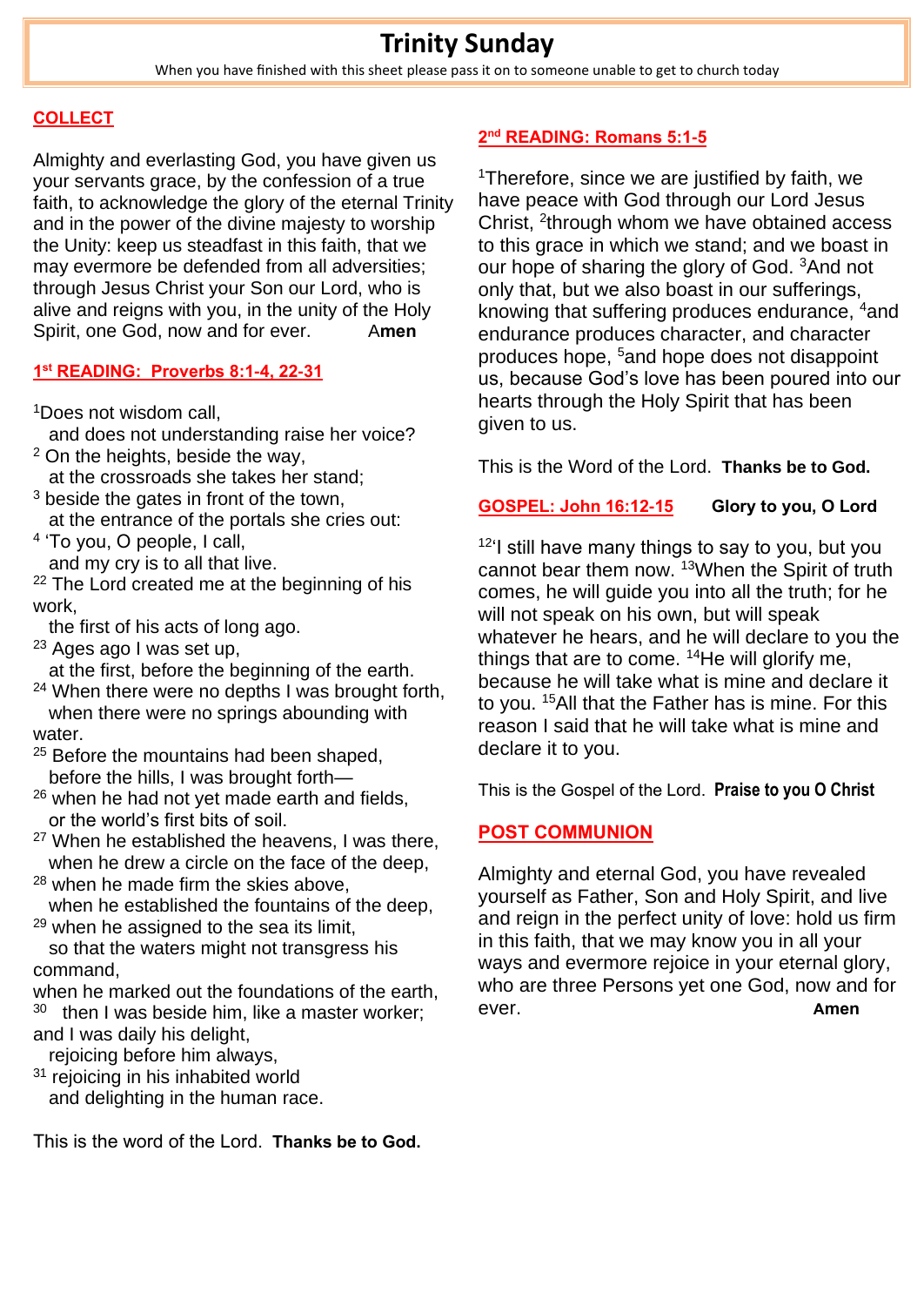# Trinity Sunday

When you have finished with this sheet please pass it on to someone unable to get to church today

## COLLECT

Almighty and everlasting God, you have given us your servants grace, by the confession of a true faith, to acknowledge the glory of the eternal Trinity and in the power of the divine majesty to worship the Unity: keep us steadfast in this faith, that we may evermore be defended from all adversities; through Jesus Christ your Son our Lord, who is alive and reigns with you, in the unity of the Holy Spirit, one God, now and for ever. **Amen**

## 1st READING: Proverbs 8:1-4, 22-31

[1]Does not wisdom call,
and does not understanding raise her voice?
[2] On the heights, beside the way,
at the crossroads she takes her stand;
[3] beside the gates in front of the town,
at the entrance of the portals she cries out:
[4] 'To you, O people, I call,
and my cry is to all that live.
[22] The Lord created me at the beginning of his work,
the first of his acts of long ago.
[23] Ages ago I was set up,
at the first, before the beginning of the earth.
[24] When there were no depths I was brought forth,
when there were no springs abounding with water.
[25] Before the mountains had been shaped,
before the hills, I was brought forth—
[26] when he had not yet made earth and fields,
or the world's first bits of soil.
[27] When he established the heavens, I was there,
when he drew a circle on the face of the deep,
[28] when he made firm the skies above,
when he established the fountains of the deep,
[29] when he assigned to the sea its limit,
so that the waters might not transgress his command,
when he marked out the foundations of the earth,
[30] then I was beside him, like a master worker;
and I was daily his delight,
rejoicing before him always,
[31] rejoicing in his inhabited world
and delighting in the human race.

This is the word of the Lord. **Thanks be to God.**

## 2nd READING: Romans 5:1-5

[1]Therefore, since we are justified by faith, we have peace with God through our Lord Jesus Christ, [2]through whom we have obtained access to this grace in which we stand; and we boast in our hope of sharing the glory of God. [3]And not only that, but we also boast in our sufferings, knowing that suffering produces endurance, [4]and endurance produces character, and character produces hope, [5]and hope does not disappoint us, because God's love has been poured into our hearts through the Holy Spirit that has been given to us.

This is the Word of the Lord. **Thanks be to God.**

## GOSPEL: John 16:12-15 **Glory to you, O Lord**

[12]'I still have many things to say to you, but you cannot bear them now. [13]When the Spirit of truth comes, he will guide you into all the truth; for he will not speak on his own, but will speak whatever he hears, and he will declare to you the things that are to come. [14]He will glorify me, because he will take what is mine and declare it to you. [15]All that the Father has is mine. For this reason I said that he will take what is mine and declare it to you.

This is the Gospel of the Lord. **Praise to you O Christ**

## POST COMMUNION

Almighty and eternal God, you have revealed yourself as Father, Son and Holy Spirit, and live and reign in the perfect unity of love: hold us firm in this faith, that we may know you in all your ways and evermore rejoice in your eternal glory, who are three Persons yet one God, now and for ever. **Amen**